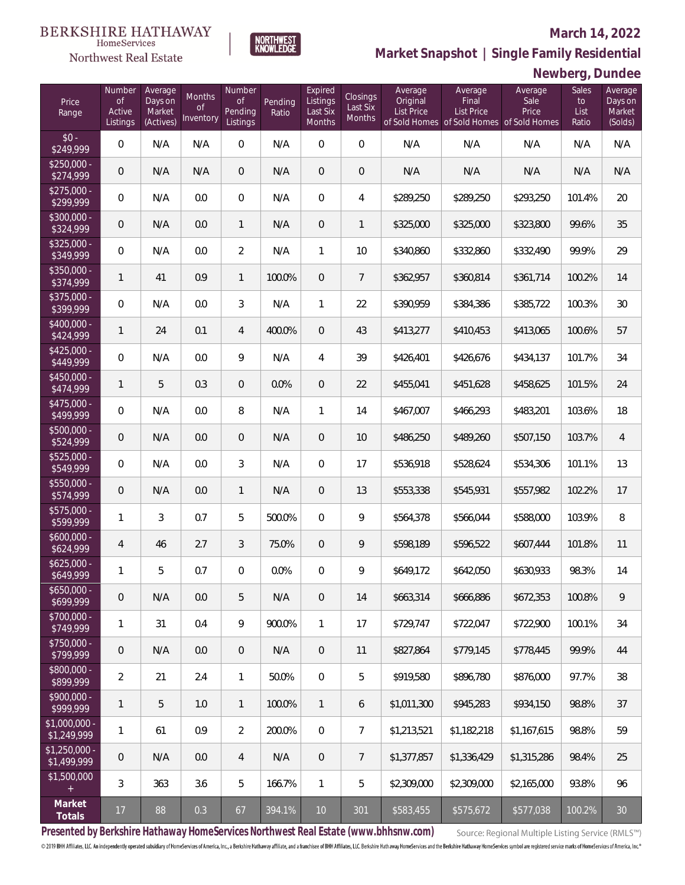BERKSHIRE HATHAWAY HomeServices Northwest Real Estate

NORTHWEST KNOWLEDGE

**March 14, 2022**

## Market Snapshot | Single Family Residential

## Newberg, Dundee

| Price Range | Number of Active Listings | Average Days on Market (Actives) | Months of Inventory | Number of Pending Listings | Pending Ratio | Expired Listings Last Six Months | Closings Last Six Months | Average Original List Price of Sold Homes | Average Final List Price of Sold Homes | Average Sale Price of Sold Homes | Sales to List Ratio | Average Days on Market (Solds) |
|---|---|---|---|---|---|---|---|---|---|---|---|---|
| $0 - $249,999 | 0 | N/A | N/A | 0 | N/A | 0 | 0 | N/A | N/A | N/A | N/A | N/A |
| $250,000 - $274,999 | 0 | N/A | N/A | 0 | N/A | 0 | 0 | N/A | N/A | N/A | N/A | N/A |
| $275,000 - $299,999 | 0 | N/A | 0.0 | 0 | N/A | 0 | 4 | $289,250 | $289,250 | $293,250 | 101.4% | 20 |
| $300,000 - $324,999 | 0 | N/A | 0.0 | 1 | N/A | 0 | 1 | $325,000 | $325,000 | $323,800 | 99.6% | 35 |
| $325,000 - $349,999 | 0 | N/A | 0.0 | 2 | N/A | 1 | 10 | $340,860 | $332,860 | $332,490 | 99.9% | 29 |
| $350,000 - $374,999 | 1 | 41 | 0.9 | 1 | 100.0% | 0 | 7 | $362,957 | $360,814 | $361,714 | 100.2% | 14 |
| $375,000 - $399,999 | 0 | N/A | 0.0 | 3 | N/A | 1 | 22 | $390,959 | $384,386 | $385,722 | 100.3% | 30 |
| $400,000 - $424,999 | 1 | 24 | 0.1 | 4 | 400.0% | 0 | 43 | $413,277 | $410,453 | $413,065 | 100.6% | 57 |
| $425,000 - $449,999 | 0 | N/A | 0.0 | 9 | N/A | 4 | 39 | $426,401 | $426,676 | $434,137 | 101.7% | 34 |
| $450,000 - $474,999 | 1 | 5 | 0.3 | 0 | 0.0% | 0 | 22 | $455,041 | $451,628 | $458,625 | 101.5% | 24 |
| $475,000 - $499,999 | 0 | N/A | 0.0 | 8 | N/A | 1 | 14 | $467,007 | $466,293 | $483,201 | 103.6% | 18 |
| $500,000 - $524,999 | 0 | N/A | 0.0 | 0 | N/A | 0 | 10 | $486,250 | $489,260 | $507,150 | 103.7% | 4 |
| $525,000 - $549,999 | 0 | N/A | 0.0 | 3 | N/A | 0 | 17 | $536,918 | $528,624 | $534,306 | 101.1% | 13 |
| $550,000 - $574,999 | 0 | N/A | 0.0 | 1 | N/A | 0 | 13 | $553,338 | $545,931 | $557,982 | 102.2% | 17 |
| $575,000 - $599,999 | 1 | 3 | 0.7 | 5 | 500.0% | 0 | 9 | $564,378 | $566,044 | $588,000 | 103.9% | 8 |
| $600,000 - $624,999 | 4 | 46 | 2.7 | 3 | 75.0% | 0 | 9 | $598,189 | $596,522 | $607,444 | 101.8% | 11 |
| $625,000 - $649,999 | 1 | 5 | 0.7 | 0 | 0.0% | 0 | 9 | $649,172 | $642,050 | $630,933 | 98.3% | 14 |
| $650,000 - $699,999 | 0 | N/A | 0.0 | 5 | N/A | 0 | 14 | $663,314 | $666,886 | $672,353 | 100.8% | 9 |
| $700,000 - $749,999 | 1 | 31 | 0.4 | 9 | 900.0% | 1 | 17 | $729,747 | $722,047 | $722,900 | 100.1% | 34 |
| $750,000 - $799,999 | 0 | N/A | 0.0 | 0 | N/A | 0 | 11 | $827,864 | $779,145 | $778,445 | 99.9% | 44 |
| $800,000 - $899,999 | 2 | 21 | 2.4 | 1 | 50.0% | 0 | 5 | $919,580 | $896,780 | $876,000 | 97.7% | 38 |
| $900,000 - $999,999 | 1 | 5 | 1.0 | 1 | 100.0% | 1 | 6 | $1,011,300 | $945,283 | $934,150 | 98.8% | 37 |
| $1,000,000 - $1,249,999 | 1 | 61 | 0.9 | 2 | 200.0% | 0 | 7 | $1,213,521 | $1,182,218 | $1,167,615 | 98.8% | 59 |
| $1,250,000 - $1,499,999 | 0 | N/A | 0.0 | 4 | N/A | 0 | 7 | $1,377,857 | $1,336,429 | $1,315,286 | 98.4% | 25 |
| $1,500,000 + | 3 | 363 | 3.6 | 5 | 166.7% | 1 | 5 | $2,309,000 | $2,309,000 | $2,165,000 | 93.8% | 96 |
| **Market Totals** | 17 | 88 | 0.3 | 67 | 394.1% | 10 | 301 | $583,455 | $575,672 | $577,038 | 100.2% | 30 |

**Presented by Berkshire Hathaway HomeServices Northwest Real Estate (www.bhhsnw.com)**

Source: Regional Multiple Listing Service (RMLS™)

© 2019 BHH Affiliates, LLC. An independently operated subsidiary of HomeServices of America, Inc., a Berkshire Hathaway affiliate, and a franchisee of BHH Affiliates, LLC. Berkshire Hathaway HomeServices and the Berkshire Hathaway HomeServices symbol are registered service marks of HomeServices of America, Inc.®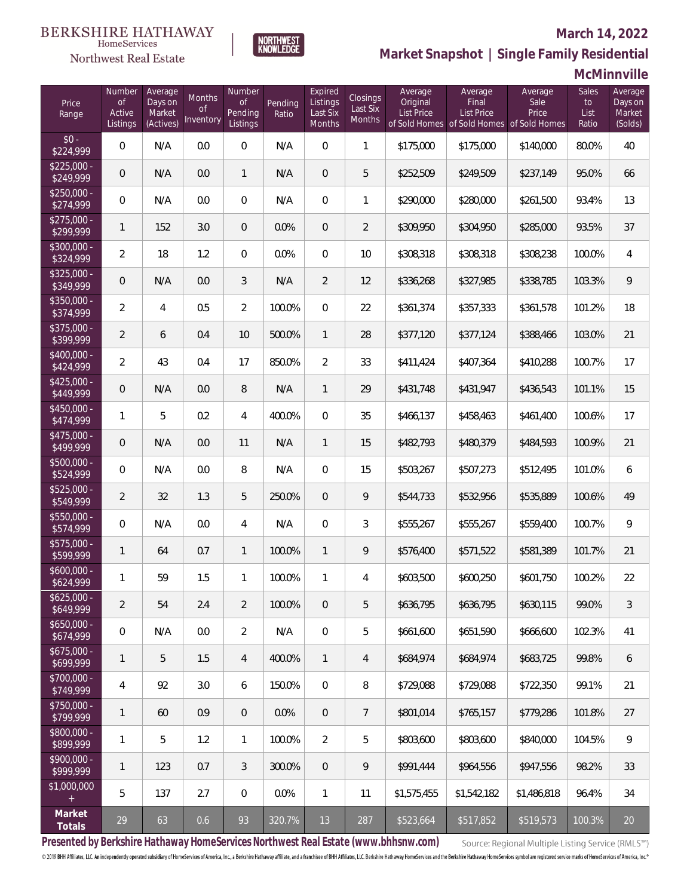BERKSHIRE HATHAWAY HomeServices Northwest Real Estate

NORTHWEST KNOWLEDGE

## March 14, 2022

## Market Snapshot | Single Family Residential

## McMinnville

| Price Range | Number of Active Listings | Average Days on Market (Actives) | Months of Inventory | Number of Pending Listings | Pending Ratio | Expired Listings Last Six Months | Closings Last Six Months | Average Original List Price of Sold Homes | Average Final List Price of Sold Homes | Average Sale Price of Sold Homes | Sales to List Ratio | Average Days on Market (Solds) |
|---|---|---|---|---|---|---|---|---|---|---|---|---|
| $0 - $224,999 | 0 | N/A | 0.0 | 0 | N/A | 0 | 1 | $175,000 | $175,000 | $140,000 | 80.0% | 40 |
| $225,000 - $249,999 | 0 | N/A | 0.0 | 1 | N/A | 0 | 5 | $252,509 | $249,509 | $237,149 | 95.0% | 66 |
| $250,000 - $274,999 | 0 | N/A | 0.0 | 0 | N/A | 0 | 1 | $290,000 | $280,000 | $261,500 | 93.4% | 13 |
| $275,000 - $299,999 | 1 | 152 | 3.0 | 0 | 0.0% | 0 | 2 | $309,950 | $304,950 | $285,000 | 93.5% | 37 |
| $300,000 - $324,999 | 2 | 18 | 1.2 | 0 | 0.0% | 0 | 10 | $308,318 | $308,318 | $308,238 | 100.0% | 4 |
| $325,000 - $349,999 | 0 | N/A | 0.0 | 3 | N/A | 2 | 12 | $336,268 | $327,985 | $338,785 | 103.3% | 9 |
| $350,000 - $374,999 | 2 | 4 | 0.5 | 2 | 100.0% | 0 | 22 | $361,374 | $357,333 | $361,578 | 101.2% | 18 |
| $375,000 - $399,999 | 2 | 6 | 0.4 | 10 | 500.0% | 1 | 28 | $377,120 | $377,124 | $388,466 | 103.0% | 21 |
| $400,000 - $424,999 | 2 | 43 | 0.4 | 17 | 850.0% | 2 | 33 | $411,424 | $407,364 | $410,288 | 100.7% | 17 |
| $425,000 - $449,999 | 0 | N/A | 0.0 | 8 | N/A | 1 | 29 | $431,748 | $431,947 | $436,543 | 101.1% | 15 |
| $450,000 - $474,999 | 1 | 5 | 0.2 | 4 | 400.0% | 0 | 35 | $466,137 | $458,463 | $461,400 | 100.6% | 17 |
| $475,000 - $499,999 | 0 | N/A | 0.0 | 11 | N/A | 1 | 15 | $482,793 | $480,379 | $484,593 | 100.9% | 21 |
| $500,000 - $524,999 | 0 | N/A | 0.0 | 8 | N/A | 0 | 15 | $503,267 | $507,273 | $512,495 | 101.0% | 6 |
| $525,000 - $549,999 | 2 | 32 | 1.3 | 5 | 250.0% | 0 | 9 | $544,733 | $532,956 | $535,889 | 100.6% | 49 |
| $550,000 - $574,999 | 0 | N/A | 0.0 | 4 | N/A | 0 | 3 | $555,267 | $555,267 | $559,400 | 100.7% | 9 |
| $575,000 - $599,999 | 1 | 64 | 0.7 | 1 | 100.0% | 1 | 9 | $576,400 | $571,522 | $581,389 | 101.7% | 21 |
| $600,000 - $624,999 | 1 | 59 | 1.5 | 1 | 100.0% | 1 | 4 | $603,500 | $600,250 | $601,750 | 100.2% | 22 |
| $625,000 - $649,999 | 2 | 54 | 2.4 | 2 | 100.0% | 0 | 5 | $636,795 | $636,795 | $630,115 | 99.0% | 3 |
| $650,000 - $674,999 | 0 | N/A | 0.0 | 2 | N/A | 0 | 5 | $661,600 | $651,590 | $666,600 | 102.3% | 41 |
| $675,000 - $699,999 | 1 | 5 | 1.5 | 4 | 400.0% | 1 | 4 | $684,974 | $684,974 | $683,725 | 99.8% | 6 |
| $700,000 - $749,999 | 4 | 92 | 3.0 | 6 | 150.0% | 0 | 8 | $729,088 | $729,088 | $722,350 | 99.1% | 21 |
| $750,000 - $799,999 | 1 | 60 | 0.9 | 0 | 0.0% | 0 | 7 | $801,014 | $765,157 | $779,286 | 101.8% | 27 |
| $800,000 - $899,999 | 1 | 5 | 1.2 | 1 | 100.0% | 2 | 5 | $803,600 | $803,600 | $840,000 | 104.5% | 9 |
| $900,000 - $999,999 | 1 | 123 | 0.7 | 3 | 300.0% | 0 | 9 | $991,444 | $964,556 | $947,556 | 98.2% | 33 |
| $1,000,000 + | 5 | 137 | 2.7 | 0 | 0.0% | 1 | 11 | $1,575,455 | $1,542,182 | $1,486,818 | 96.4% | 34 |
| **Market Totals** | 29 | 63 | 0.6 | 93 | 320.7% | 13 | 287 | $523,664 | $517,852 | $519,573 | 100.3% | 20 |

**Presented by Berkshire Hathaway HomeServices Northwest Real Estate (www.bhhsnw.com)**

Source: Regional Multiple Listing Service (RMLS™)

© 2019 BHH Affiliates, LLC. An independently operated subsidiary of HomeServices of America, Inc., a Berkshire Hathaway affiliate, and a franchisee of BHH Affiliates, LLC. Berkshire Hathaway HomeServices and the Berkshire Hathaway HomeServices symbol are registered service marks of HomeServices of America, Inc.®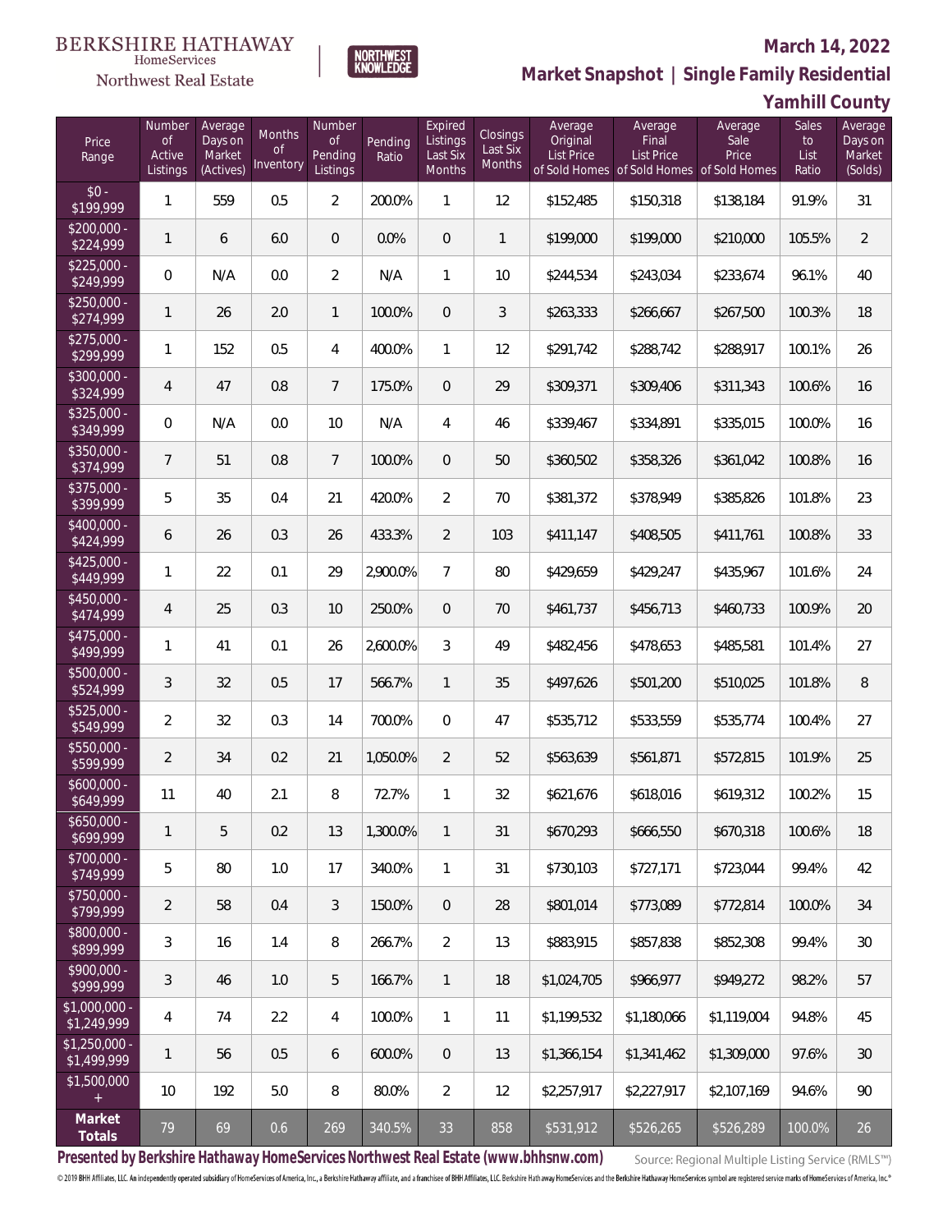BERKSHIRE HATHAWAY HomeServices Northwest Real Estate

NORTHWEST KNOWLEDGE

**March 14, 2022**

## Market Snapshot | Single Family Residential

## Yamhill County

| Price Range | Number of Active Listings | Average Days on Market (Actives) | Months of Inventory | Number of Pending Listings | Pending Ratio | Expired Listings Last Six Months | Closings Last Six Months | Average Original List Price of Sold Homes | Average Final List Price of Sold Homes | Average Sale Price of Sold Homes | Sales to List Ratio | Average Days on Market (Solds) |
|---|---|---|---|---|---|---|---|---|---|---|---|---|
| $0 - $199,999 | 1 | 559 | 0.5 | 2 | 200.0% | 1 | 12 | $152,485 | $150,318 | $138,184 | 91.9% | 31 |
| $200,000 - $224,999 | 1 | 6 | 6.0 | 0 | 0.0% | 0 | 1 | $199,000 | $199,000 | $210,000 | 105.5% | 2 |
| $225,000 - $249,999 | 0 | N/A | 0.0 | 2 | N/A | 1 | 10 | $244,534 | $243,034 | $233,674 | 96.1% | 40 |
| $250,000 - $274,999 | 1 | 26 | 2.0 | 1 | 100.0% | 0 | 3 | $263,333 | $266,667 | $267,500 | 100.3% | 18 |
| $275,000 - $299,999 | 1 | 152 | 0.5 | 4 | 400.0% | 1 | 12 | $291,742 | $288,742 | $288,917 | 100.1% | 26 |
| $300,000 - $324,999 | 4 | 47 | 0.8 | 7 | 175.0% | 0 | 29 | $309,371 | $309,406 | $311,343 | 100.6% | 16 |
| $325,000 - $349,999 | 0 | N/A | 0.0 | 10 | N/A | 4 | 46 | $339,467 | $334,891 | $335,015 | 100.0% | 16 |
| $350,000 - $374,999 | 7 | 51 | 0.8 | 7 | 100.0% | 0 | 50 | $360,502 | $358,326 | $361,042 | 100.8% | 16 |
| $375,000 - $399,999 | 5 | 35 | 0.4 | 21 | 420.0% | 2 | 70 | $381,372 | $378,949 | $385,826 | 101.8% | 23 |
| $400,000 - $424,999 | 6 | 26 | 0.3 | 26 | 433.3% | 2 | 103 | $411,147 | $408,505 | $411,761 | 100.8% | 33 |
| $425,000 - $449,999 | 1 | 22 | 0.1 | 29 | 2,900.0% | 7 | 80 | $429,659 | $429,247 | $435,967 | 101.6% | 24 |
| $450,000 - $474,999 | 4 | 25 | 0.3 | 10 | 250.0% | 0 | 70 | $461,737 | $456,713 | $460,733 | 100.9% | 20 |
| $475,000 - $499,999 | 1 | 41 | 0.1 | 26 | 2,600.0% | 3 | 49 | $482,456 | $478,653 | $485,581 | 101.4% | 27 |
| $500,000 - $524,999 | 3 | 32 | 0.5 | 17 | 566.7% | 1 | 35 | $497,626 | $501,200 | $510,025 | 101.8% | 8 |
| $525,000 - $549,999 | 2 | 32 | 0.3 | 14 | 700.0% | 0 | 47 | $535,712 | $533,559 | $535,774 | 100.4% | 27 |
| $550,000 - $599,999 | 2 | 34 | 0.2 | 21 | 1,050.0% | 2 | 52 | $563,639 | $561,871 | $572,815 | 101.9% | 25 |
| $600,000 - $649,999 | 11 | 40 | 2.1 | 8 | 72.7% | 1 | 32 | $621,676 | $618,016 | $619,312 | 100.2% | 15 |
| $650,000 - $699,999 | 1 | 5 | 0.2 | 13 | 1,300.0% | 1 | 31 | $670,293 | $666,550 | $670,318 | 100.6% | 18 |
| $700,000 - $749,999 | 5 | 80 | 1.0 | 17 | 340.0% | 1 | 31 | $730,103 | $727,171 | $723,044 | 99.4% | 42 |
| $750,000 - $799,999 | 2 | 58 | 0.4 | 3 | 150.0% | 0 | 28 | $801,014 | $773,089 | $772,814 | 100.0% | 34 |
| $800,000 - $899,999 | 3 | 16 | 1.4 | 8 | 266.7% | 2 | 13 | $883,915 | $857,838 | $852,308 | 99.4% | 30 |
| $900,000 - $999,999 | 3 | 46 | 1.0 | 5 | 166.7% | 1 | 18 | $1,024,705 | $966,977 | $949,272 | 98.2% | 57 |
| $1,000,000 - $1,249,999 | 4 | 74 | 2.2 | 4 | 100.0% | 1 | 11 | $1,199,532 | $1,180,066 | $1,119,004 | 94.8% | 45 |
| $1,250,000 - $1,499,999 | 1 | 56 | 0.5 | 6 | 600.0% | 0 | 13 | $1,366,154 | $1,341,462 | $1,309,000 | 97.6% | 30 |
| $1,500,000 + | 10 | 192 | 5.0 | 8 | 80.0% | 2 | 12 | $2,257,917 | $2,227,917 | $2,107,169 | 94.6% | 90 |
| **Market Totals** | 79 | 69 | 0.6 | 269 | 340.5% | 33 | 858 | $531,912 | $526,265 | $526,289 | 100.0% | 26 |

**Presented by Berkshire Hathaway HomeServices Northwest Real Estate (www.bhhsnw.com)**

Source: Regional Multiple Listing Service (RMLS™)

© 2019 BHH Affiliates, LLC. An independently operated subsidiary of HomeServices of America, Inc., a Berkshire Hathaway affiliate, and a franchisee of BHH Affiliates, LLC. Berkshire Hathaway HomeServices and the Berkshire Hathaway HomeServices symbol are registered service marks of HomeServices of America, Inc.®